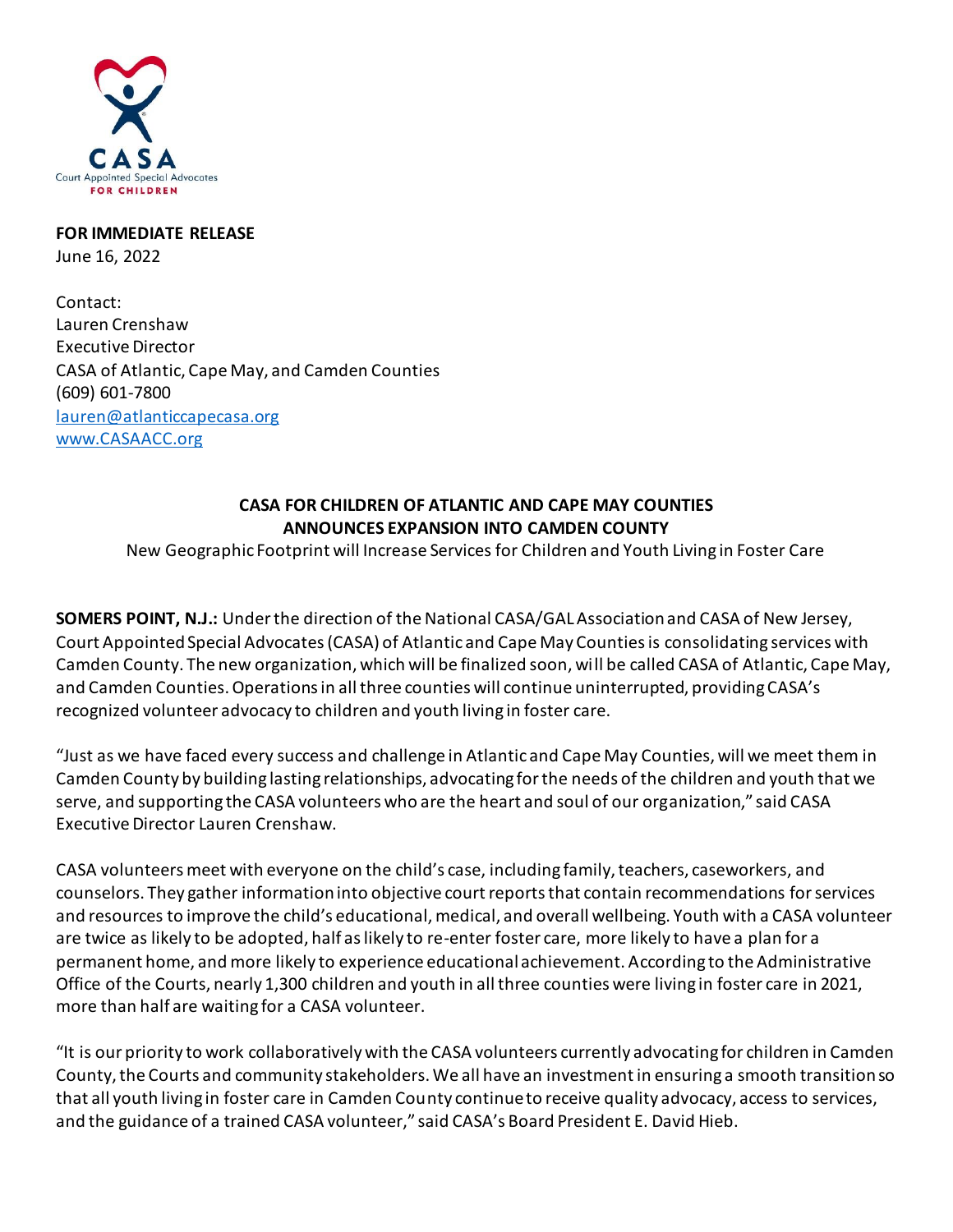CASA

Court Appointed Special Advocates

FOR CHILDREN

**FOR IMMEDIATE RELEASE**
June 16, 2022

Contact:
Lauren Crenshaw
Executive Director
CASA of Atlantic, Cape May, and Camden Counties
(609) 601-7800
lauren@atlanticcapecasa.org
www.CASAACC.org

**CASA FOR CHILDREN OF ATLANTIC AND CAPE MAY COUNTIES ANNOUNCES EXPANSION INTO CAMDEN COUNTY**

New Geographic Footprint will Increase Services for Children and Youth Living in Foster Care

**SOMERS POINT, N.J.:** Under the direction of the National CASA/GAL Association and CASA of New Jersey, Court Appointed Special Advocates (CASA) of Atlantic and Cape May Counties is consolidating services with Camden County. The new organization, which will be finalized soon, will be called CASA of Atlantic, Cape May, and Camden Counties. Operations in all three counties will continue uninterrupted, providing CASA's recognized volunteer advocacy to children and youth living in foster care.

"Just as we have faced every success and challenge in Atlantic and Cape May Counties, will we meet them in Camden County by building lasting relationships, advocating for the needs of the children and youth that we serve, and supporting the CASA volunteers who are the heart and soul of our organization," said CASA Executive Director Lauren Crenshaw.

CASA volunteers meet with everyone on the child's case, including family, teachers, caseworkers, and counselors. They gather information into objective court reports that contain recommendations for services and resources to improve the child's educational, medical, and overall wellbeing. Youth with a CASA volunteer are twice as likely to be adopted, half as likely to re-enter foster care, more likely to have a plan for a permanent home, and more likely to experience educational achievement. According to the Administrative Office of the Courts, nearly 1,300 children and youth in all three counties were living in foster care in 2021, more than half are waiting for a CASA volunteer.

"It is our priority to work collaboratively with the CASA volunteers currently advocating for children in Camden County, the Courts and community stakeholders. We all have an investment in ensuring a smooth transition so that all youth living in foster care in Camden County continue to receive quality advocacy, access to services, and the guidance of a trained CASA volunteer," said CASA's Board President E. David Hieb.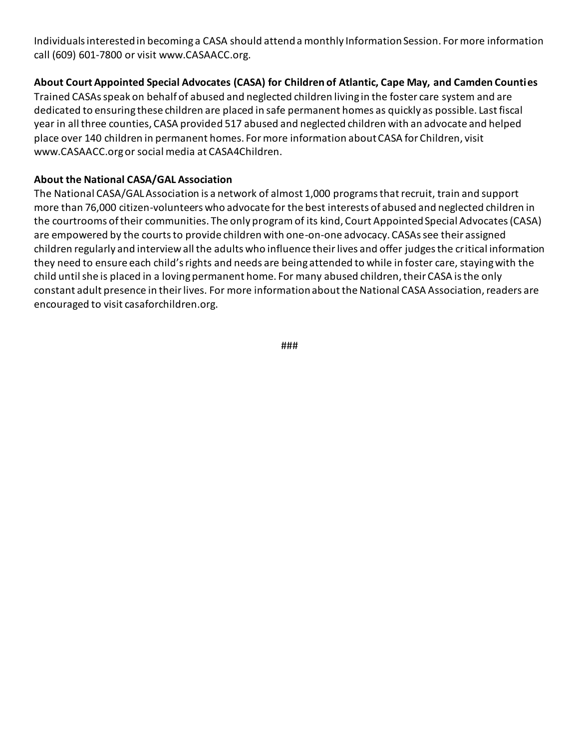Individuals interested in becoming a CASA should attend a monthly Information Session. For more information call (609) 601-7800 or visit www.CASAACC.org.

**About Court Appointed Special Advocates (CASA) for Children of Atlantic, Cape May, and Camden Counties**
Trained CASAs speak on behalf of abused and neglected children living in the foster care system and are dedicated to ensuring these children are placed in safe permanent homes as quickly as possible. Last fiscal year in all three counties, CASA provided 517 abused and neglected children with an advocate and helped place over 140 children in permanent homes. For more information about CASA for Children, visit www.CASAACC.org or social media at CASA4Children.

**About the National CASA/GAL Association**
The National CASA/GAL Association is a network of almost 1,000 programs that recruit, train and support more than 76,000 citizen-volunteers who advocate for the best interests of abused and neglected children in the courtrooms of their communities. The only program of its kind, Court Appointed Special Advocates (CASA) are empowered by the courts to provide children with one-on-one advocacy. CASAs see their assigned children regularly and interview all the adults who influence their lives and offer judges the critical information they need to ensure each child's rights and needs are being attended to while in foster care, staying with the child until she is placed in a loving permanent home. For many abused children, their CASA is the only constant adult presence in their lives. For more information about the National CASA Association, readers are encouraged to visit casaforchildren.org.

###